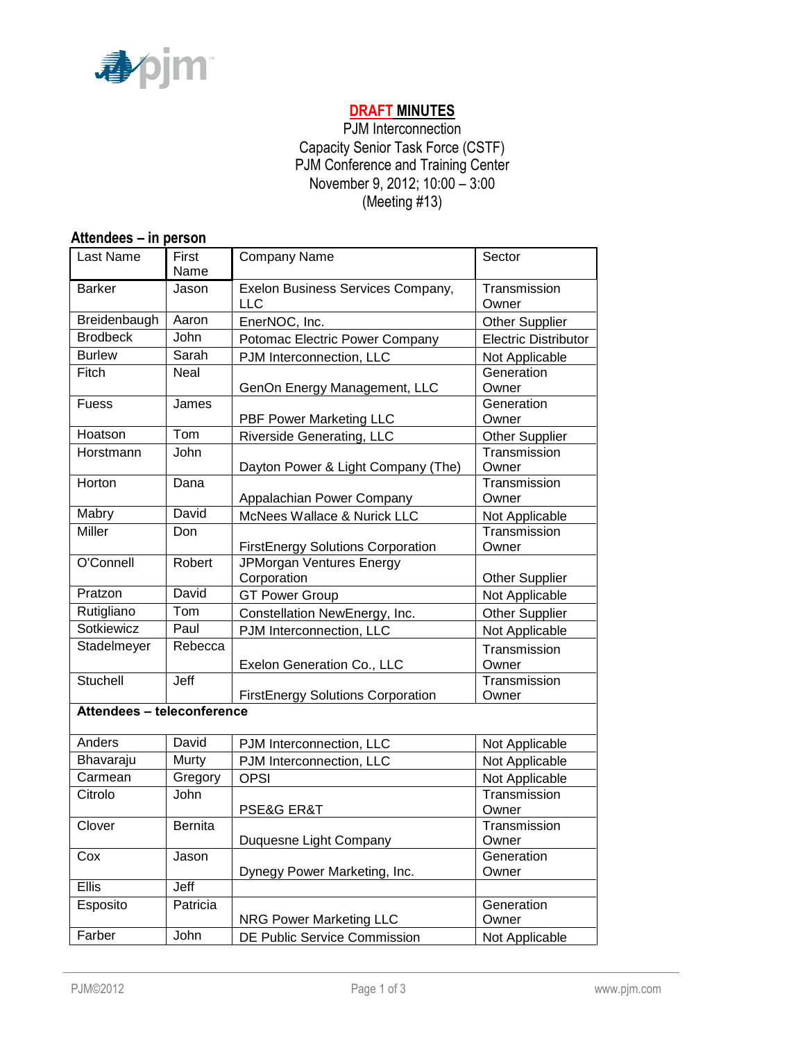**DRAFT MINUTES**

PJM Interconnection
Capacity Senior Task Force (CSTF)
PJM Conference and Training Center
November 9, 2012; 10:00 – 3:00
(Meeting #13)

## Attendees – in person

| Last Name | First Name | Company Name | Sector |
|---|---|---|---|
| Barker | Jason | Exelon Business Services Company, LLC | Transmission Owner |
| Breidenbaugh | Aaron | EnerNOC, Inc. | Other Supplier |
| Brodbeck | John | Potomac Electric Power Company | Electric Distributor |
| Burlew | Sarah | PJM Interconnection, LLC | Not Applicable |
| Fitch | Neal | GenOn Energy Management, LLC | Generation Owner |
| Fuess | James | PBF Power Marketing LLC | Generation Owner |
| Hoatson | Tom | Riverside Generating, LLC | Other Supplier |
| Horstmann | John | Dayton Power & Light Company (The) | Transmission Owner |
| Horton | Dana | Appalachian Power Company | Transmission Owner |
| Mabry | David | McNees Wallace & Nurick LLC | Not Applicable |
| Miller | Don | FirstEnergy Solutions Corporation | Transmission Owner |
| O'Connell | Robert | JPMorgan Ventures Energy Corporation | Other Supplier |
| Pratzon | David | GT Power Group | Not Applicable |
| Rutigliano | Tom | Constellation NewEnergy, Inc. | Other Supplier |
| Sotkiewicz | Paul | PJM Interconnection, LLC | Not Applicable |
| Stadelmeyer | Rebecca | Exelon Generation Co., LLC | Transmission Owner |
| Stuchell | Jeff | FirstEnergy Solutions Corporation | Transmission Owner |
| **Attendees – teleconference** | | | |
| Anders | David | PJM Interconnection, LLC | Not Applicable |
| Bhavaraju | Murty | PJM Interconnection, LLC | Not Applicable |
| Carmean | Gregory | OPSI | Not Applicable |
| Citrolo | John | PSE&G ER&T | Transmission Owner |
| Clover | Bernita | Duquesne Light Company | Transmission Owner |
| Cox | Jason | Dynegy Power Marketing, Inc. | Generation Owner |
| Ellis | Jeff | | |
| Esposito | Patricia | NRG Power Marketing LLC | Generation Owner |
| Farber | John | DE Public Service Commission | Not Applicable |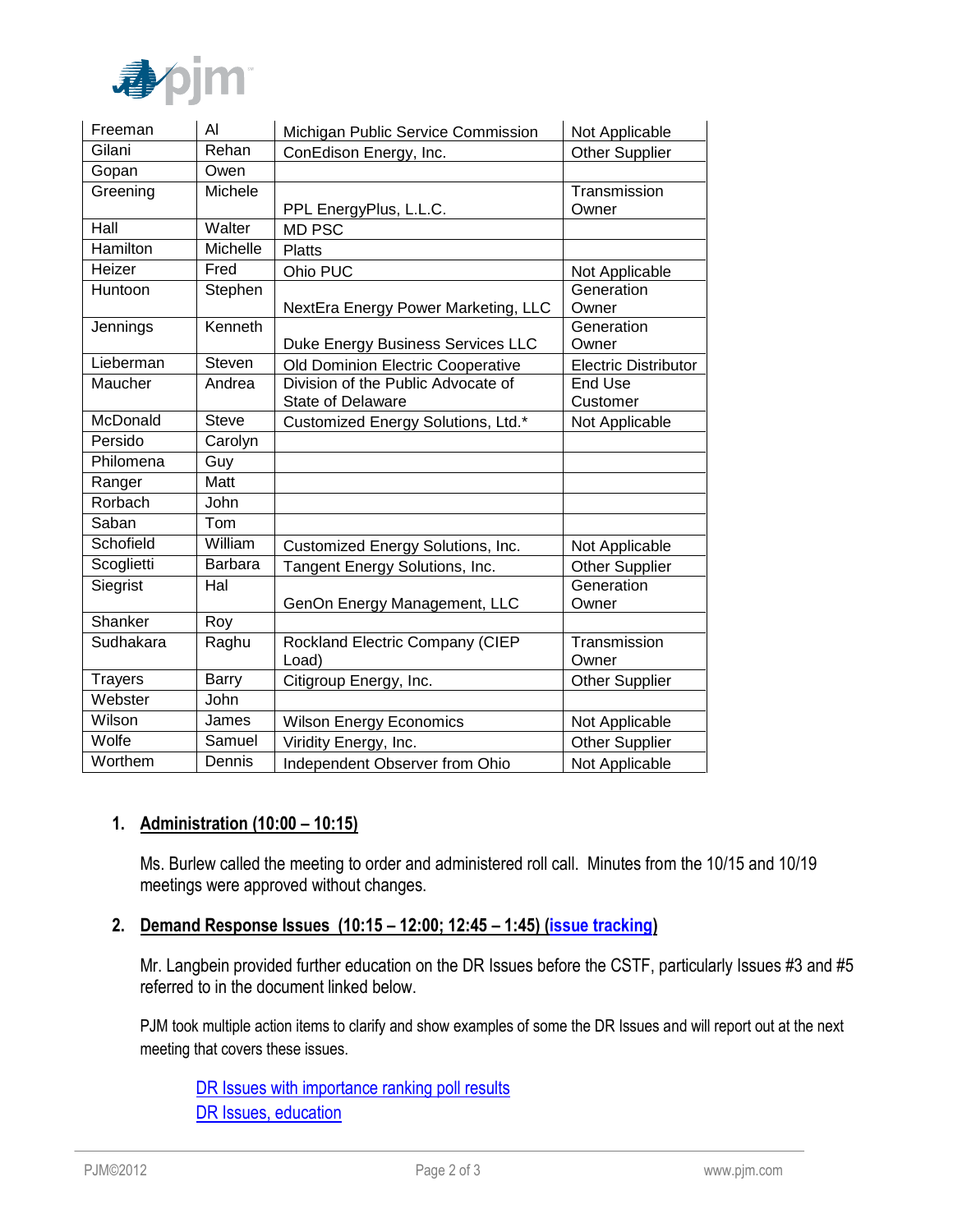| | | | |
|---|---|---|---|
| Freeman | Al | Michigan Public Service Commission | Not Applicable |
| Gilani | Rehan | ConEdison Energy, Inc. | Other Supplier |
| Gopan | Owen | | |
| Greening | Michele | PPL EnergyPlus, L.L.C. | Transmission Owner |
| Hall | Walter | MD PSC | |
| Hamilton | Michelle | Platts | |
| Heizer | Fred | Ohio PUC | Not Applicable |
| Huntoon | Stephen | NextEra Energy Power Marketing, LLC | Generation Owner |
| Jennings | Kenneth | Duke Energy Business Services LLC | Generation Owner |
| Lieberman | Steven | Old Dominion Electric Cooperative | Electric Distributor |
| Maucher | Andrea | Division of the Public Advocate of State of Delaware | End Use Customer |
| McDonald | Steve | Customized Energy Solutions, Ltd.* | Not Applicable |
| Persido | Carolyn | | |
| Philomena | Guy | | |
| Ranger | Matt | | |
| Rorbach | John | | |
| Saban | Tom | | |
| Schofield | William | Customized Energy Solutions, Inc. | Not Applicable |
| Scoglietti | Barbara | Tangent Energy Solutions, Inc. | Other Supplier |
| Siegrist | Hal | GenOn Energy Management, LLC | Generation Owner |
| Shanker | Roy | | |
| Sudhakara | Raghu | Rockland Electric Company (CIEP Load) | Transmission Owner |
| Trayers | Barry | Citigroup Energy, Inc. | Other Supplier |
| Webster | John | | |
| Wilson | James | Wilson Energy Economics | Not Applicable |
| Wolfe | Samuel | Viridity Energy, Inc. | Other Supplier |
| Worthem | Dennis | Independent Observer from Ohio | Not Applicable |

## 1. Administration (10:00 – 10:15)

Ms. Burlew called the meeting to order and administered roll call. Minutes from the 10/15 and 10/19 meetings were approved without changes.

## 2. Demand Response Issues (10:15 – 12:00; 12:45 – 1:45) (issue tracking)

Mr. Langbein provided further education on the DR Issues before the CSTF, particularly Issues #3 and #5 referred to in the document linked below.

PJM took multiple action items to clarify and show examples of some the DR Issues and will report out at the next meeting that covers these issues.

DR Issues with importance ranking poll results
DR Issues, education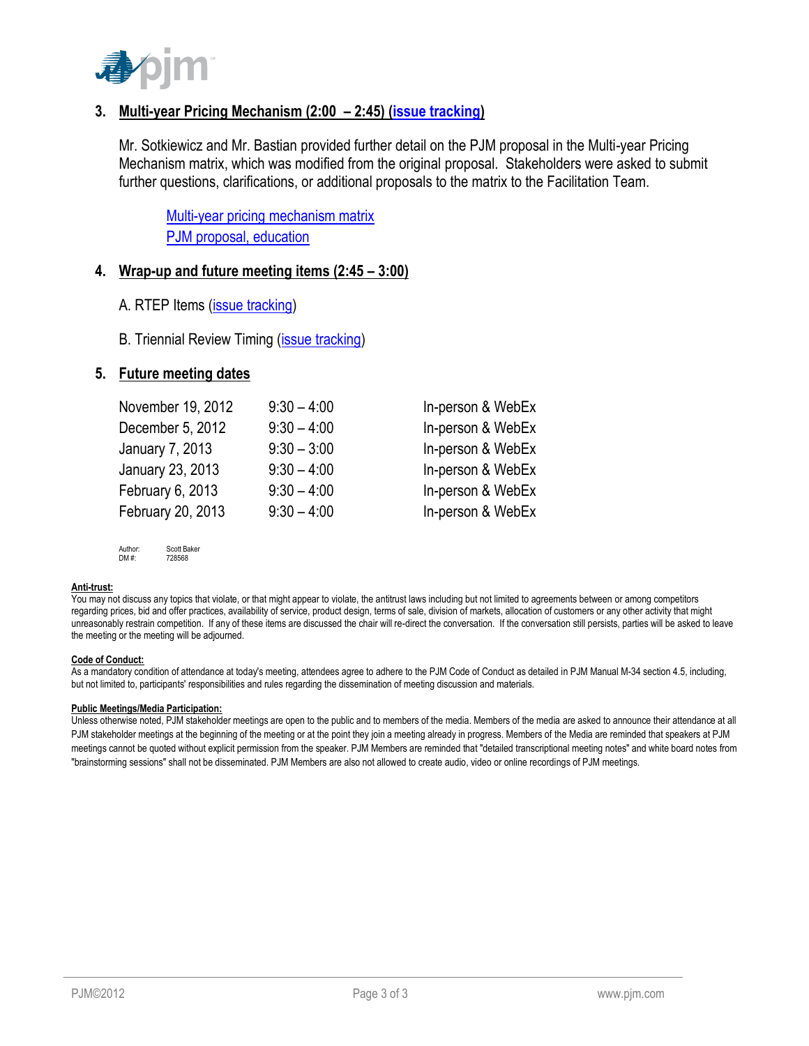### 3. Multi-year Pricing Mechanism (2:00 – 2:45) (issue tracking)

Mr. Sotkiewicz and Mr. Bastian provided further detail on the PJM proposal in the Multi-year Pricing Mechanism matrix, which was modified from the original proposal. Stakeholders were asked to submit further questions, clarifications, or additional proposals to the matrix to the Facilitation Team.

Multi-year pricing mechanism matrix
PJM proposal, education

### 4. Wrap-up and future meeting items (2:45 – 3:00)

A. RTEP Items (issue tracking)

B. Triennial Review Timing (issue tracking)

### 5. Future meeting dates

| | | |
|---|---|---|
| November 19, 2012 | 9:30 – 4:00 | In-person & WebEx |
| December 5, 2012 | 9:30 – 4:00 | In-person & WebEx |
| January 7, 2013 | 9:30 – 3:00 | In-person & WebEx |
| January 23, 2013 | 9:30 – 4:00 | In-person & WebEx |
| February 6, 2013 | 9:30 – 4:00 | In-person & WebEx |
| February 20, 2013 | 9:30 – 4:00 | In-person & WebEx |

Author: Scott Baker
DM #: 728568

**Anti-trust:**
You may not discuss any topics that violate, or that might appear to violate, the antitrust laws including but not limited to agreements between or among competitors regarding prices, bid and offer practices, availability of service, product design, terms of sale, division of markets, allocation of customers or any other activity that might unreasonably restrain competition. If any of these items are discussed the chair will re-direct the conversation. If the conversation still persists, parties will be asked to leave the meeting or the meeting will be adjourned.

**Code of Conduct:**
As a mandatory condition of attendance at today's meeting, attendees agree to adhere to the PJM Code of Conduct as detailed in PJM Manual M-34 section 4.5, including, but not limited to, participants' responsibilities and rules regarding the dissemination of meeting discussion and materials.

**Public Meetings/Media Participation:**
Unless otherwise noted, PJM stakeholder meetings are open to the public and to members of the media. Members of the media are asked to announce their attendance at all PJM stakeholder meetings at the beginning of the meeting or at the point they join a meeting already in progress. Members of the Media are reminded that speakers at PJM meetings cannot be quoted without explicit permission from the speaker. PJM Members are reminded that "detailed transcriptional meeting notes" and white board notes from "brainstorming sessions" shall not be disseminated. PJM Members are also not allowed to create audio, video or online recordings of PJM meetings.